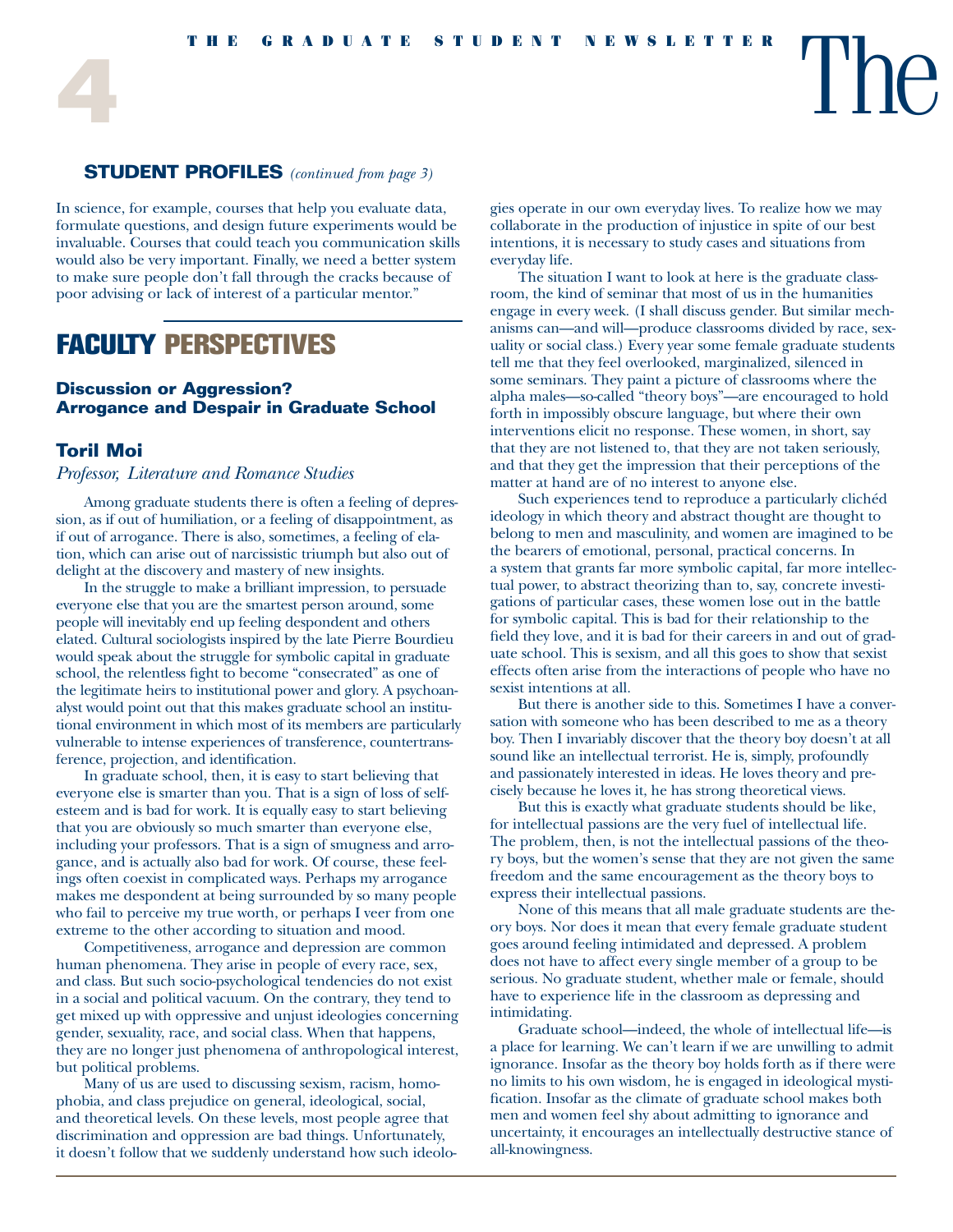## STUDENT PROFILES *(continued from page 3)*

In science, for example, courses that help you evaluate data, formulate questions, and design future experiments would be invaluable. Courses that could teach you communication skills would also be very important. Finally, we need a better system to make sure people don't fall through the cracks because of poor advising or lack of interest of a particular mentor."

# FACULTY PERSPECTIVES

### Discussion or Aggression? Arrogance and Despair in Graduate School

### Toril Moi

*Professor, Literature and Romance Studies*

Among graduate students there is often a feeling of depression, as if out of humiliation, or a feeling of disappointment, as if out of arrogance. There is also, sometimes, a feeling of elation, which can arise out of narcissistic triumph but also out of delight at the discovery and mastery of new insights.

In the struggle to make a brilliant impression, to persuade everyone else that you are the smartest person around, some people will inevitably end up feeling despondent and others elated. Cultural sociologists inspired by the late Pierre Bourdieu would speak about the struggle for symbolic capital in graduate school, the relentless fight to become "consecrated" as one of the legitimate heirs to institutional power and glory. A psychoanalyst would point out that this makes graduate school an institutional environment in which most of its members are particularly vulnerable to intense experiences of transference, countertransference, projection, and identification.

In graduate school, then, it is easy to start believing that everyone else is smarter than you. That is a sign of loss of self-esteem and is bad for work. It is equally easy to start believing that you are obviously so much smarter than everyone else, including your professors. That is a sign of smugness and arrogance, and is actually also bad for work. Of course, these feelings often coexist in complicated ways. Perhaps my arrogance makes me despondent at being surrounded by so many people who fail to perceive my true worth, or perhaps I veer from one extreme to the other according to situation and mood.

Competitiveness, arrogance and depression are common human phenomena. They arise in people of every race, sex, and class. But such socio-psychological tendencies do not exist in a social and political vacuum. On the contrary, they tend to get mixed up with oppressive and unjust ideologies concerning gender, sexuality, race, and social class. When that happens, they are no longer just phenomena of anthropological interest, but political problems.

Many of us are used to discussing sexism, racism, homophobia, and class prejudice on general, ideological, social, and theoretical levels. On these levels, most people agree that discrimination and oppression are bad things. Unfortunately, it doesn't follow that we suddenly understand how such ideologies operate in our own everyday lives. To realize how we may collaborate in the production of injustice in spite of our best intentions, it is necessary to study cases and situations from everyday life.

The situation I want to look at here is the graduate classroom, the kind of seminar that most of us in the humanities engage in every week. (I shall discuss gender. But similar mechanisms can—and will—produce classrooms divided by race, sexuality or social class.) Every year some female graduate students tell me that they feel overlooked, marginalized, silenced in some seminars. They paint a picture of classrooms where the alpha males—so-called "theory boys"—are encouraged to hold forth in impossibly obscure language, but where their own interventions elicit no response. These women, in short, say that they are not listened to, that they are not taken seriously, and that they get the impression that their perceptions of the matter at hand are of no interest to anyone else.

Such experiences tend to reproduce a particularly clichéd ideology in which theory and abstract thought are thought to belong to men and masculinity, and women are imagined to be the bearers of emotional, personal, practical concerns. In a system that grants far more symbolic capital, far more intellectual power, to abstract theorizing than to, say, concrete investigations of particular cases, these women lose out in the battle for symbolic capital. This is bad for their relationship to the field they love, and it is bad for their careers in and out of graduate school. This is sexism, and all this goes to show that sexist effects often arise from the interactions of people who have no sexist intentions at all.

But there is another side to this. Sometimes I have a conversation with someone who has been described to me as a theory boy. Then I invariably discover that the theory boy doesn't at all sound like an intellectual terrorist. He is, simply, profoundly and passionately interested in ideas. He loves theory and precisely because he loves it, he has strong theoretical views.

But this is exactly what graduate students should be like, for intellectual passions are the very fuel of intellectual life. The problem, then, is not the intellectual passions of the theory boys, but the women's sense that they are not given the same freedom and the same encouragement as the theory boys to express their intellectual passions.

None of this means that all male graduate students are theory boys. Nor does it mean that every female graduate student goes around feeling intimidated and depressed. A problem does not have to affect every single member of a group to be serious. No graduate student, whether male or female, should have to experience life in the classroom as depressing and intimidating.

Graduate school—indeed, the whole of intellectual life—is a place for learning. We can't learn if we are unwilling to admit ignorance. Insofar as the theory boy holds forth as if there were no limits to his own wisdom, he is engaged in ideological mystification. Insofar as the climate of graduate school makes both men and women feel shy about admitting to ignorance and uncertainty, it encourages an intellectually destructive stance of all-knowingness.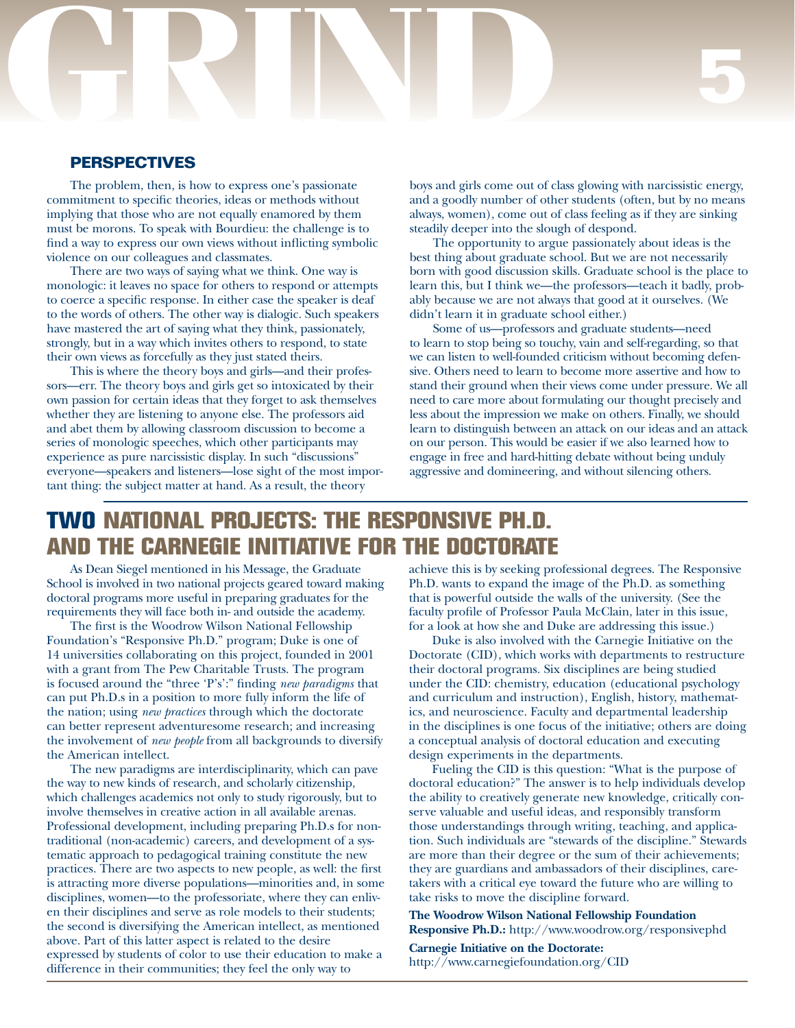## PERSPECTIVES

The problem, then, is how to express one's passionate commitment to specific theories, ideas or methods without implying that those who are not equally enamored by them must be morons. To speak with Bourdieu: the challenge is to find a way to express our own views without inflicting symbolic violence on our colleagues and classmates.

There are two ways of saying what we think. One way is monologic: it leaves no space for others to respond or attempts to coerce a specific response. In either case the speaker is deaf to the words of others. The other way is dialogic. Such speakers have mastered the art of saying what they think, passionately, strongly, but in a way which invites others to respond, to state their own views as forcefully as they just stated theirs.

This is where the theory boys and girls—and their professors—err. The theory boys and girls get so intoxicated by their own passion for certain ideas that they forget to ask themselves whether they are listening to anyone else. The professors aid and abet them by allowing classroom discussion to become a series of monologic speeches, which other participants may experience as pure narcissistic display. In such "discussions" everyone—speakers and listeners—lose sight of the most important thing: the subject matter at hand. As a result, the theory boys and girls come out of class glowing with narcissistic energy, and a goodly number of other students (often, but by no means always, women), come out of class feeling as if they are sinking steadily deeper into the slough of despond.

The opportunity to argue passionately about ideas is the best thing about graduate school. But we are not necessarily born with good discussion skills. Graduate school is the place to learn this, but I think we—the professors—teach it badly, probably because we are not always that good at it ourselves. (We didn't learn it in graduate school either.)

Some of us—professors and graduate students—need to learn to stop being so touchy, vain and self-regarding, so that we can listen to well-founded criticism without becoming defensive. Others need to learn to become more assertive and how to stand their ground when their views come under pressure. We all need to care more about formulating our thought precisely and less about the impression we make on others. Finally, we should learn to distinguish between an attack on our ideas and an attack on our person. This would be easier if we also learned how to engage in free and hard-hitting debate without being unduly aggressive and domineering, and without silencing others.

## TWO NATIONAL PROJECTS: THE RESPONSIVE PH.D. AND THE CARNEGIE INITIATIVE FOR THE DOCTORATE

As Dean Siegel mentioned in his Message, the Graduate School is involved in two national projects geared toward making doctoral programs more useful in preparing graduates for the requirements they will face both in- and outside the academy.

The first is the Woodrow Wilson National Fellowship Foundation's "Responsive Ph.D." program; Duke is one of 14 universities collaborating on this project, founded in 2001 with a grant from The Pew Charitable Trusts. The program is focused around the "three 'P's':" finding *new paradigms* that can put Ph.D.s in a position to more fully inform the life of the nation; using *new practices* through which the doctorate can better represent adventuresome research; and increasing the involvement of *new people* from all backgrounds to diversify the American intellect.

The new paradigms are interdisciplinarity, which can pave the way to new kinds of research, and scholarly citizenship, which challenges academics not only to study rigorously, but to involve themselves in creative action in all available arenas. Professional development, including preparing Ph.D.s for non-traditional (non-academic) careers, and development of a systematic approach to pedagogical training constitute the new practices. There are two aspects to new people, as well: the first is attracting more diverse populations—minorities and, in some disciplines, women—to the professoriate, where they can enliven their disciplines and serve as role models to their students; the second is diversifying the American intellect, as mentioned above. Part of this latter aspect is related to the desire expressed by students of color to use their education to make a difference in their communities; they feel the only way to achieve this is by seeking professional degrees. The Responsive Ph.D. wants to expand the image of the Ph.D. as something that is powerful outside the walls of the university. (See the faculty profile of Professor Paula McClain, later in this issue, for a look at how she and Duke are addressing this issue.)

Duke is also involved with the Carnegie Initiative on the Doctorate (CID), which works with departments to restructure their doctoral programs. Six disciplines are being studied under the CID: chemistry, education (educational psychology and curriculum and instruction), English, history, mathematics, and neuroscience. Faculty and departmental leadership in the disciplines is one focus of the initiative; others are doing a conceptual analysis of doctoral education and executing design experiments in the departments.

Fueling the CID is this question: "What is the purpose of doctoral education?" The answer is to help individuals develop the ability to creatively generate new knowledge, critically conserve valuable and useful ideas, and responsibly transform those understandings through writing, teaching, and application. Such individuals are "stewards of the discipline." Stewards are more than their degree or the sum of their achievements; they are guardians and ambassadors of their disciplines, caretakers with a critical eye toward the future who are willing to take risks to move the discipline forward.

**The Woodrow Wilson National Fellowship Foundation Responsive Ph.D.:** http://www.woodrow.org/responsivephd

**Carnegie Initiative on the Doctorate:** http://www.carnegiefoundation.org/CID